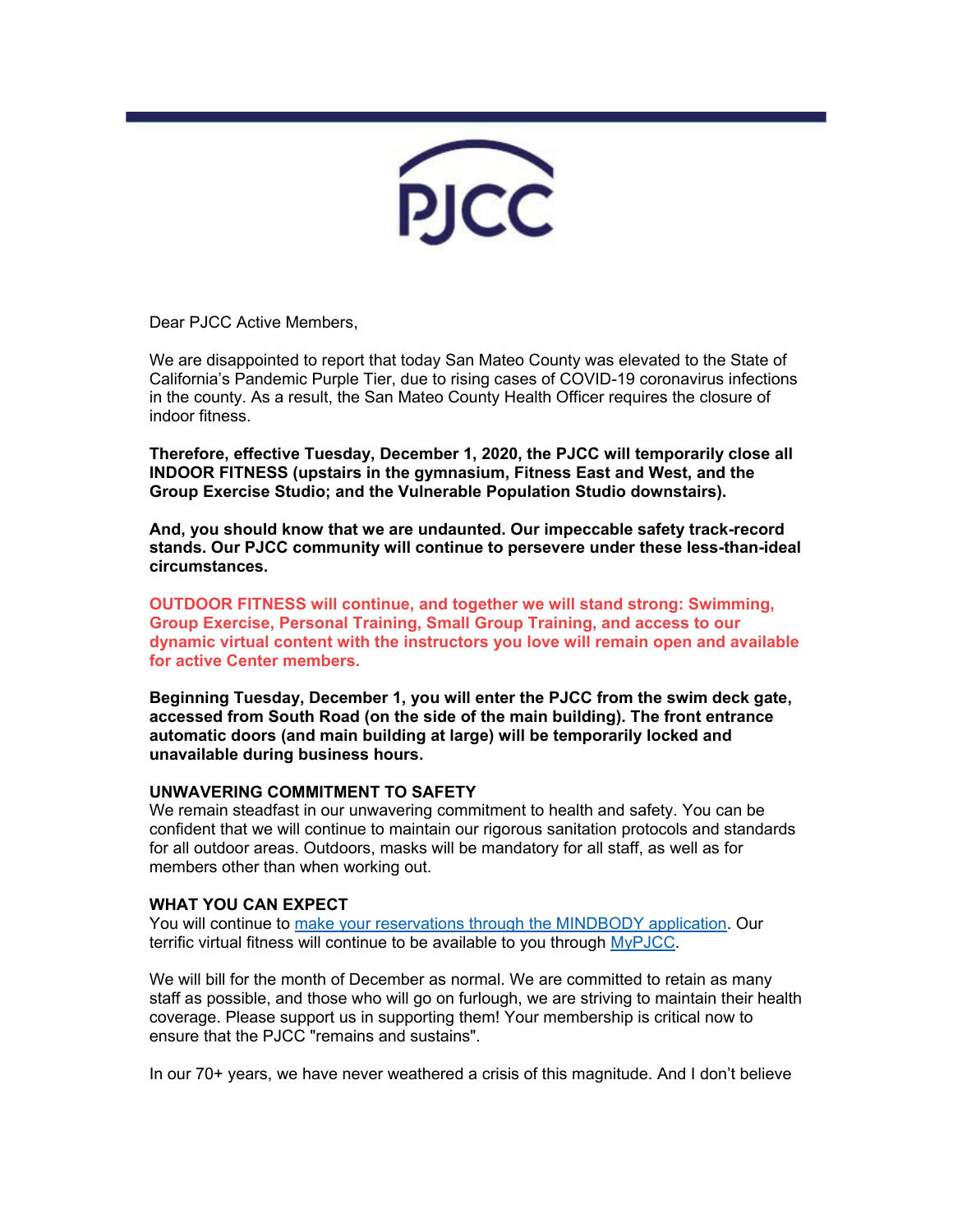PJCC

Dear PJCC Active Members,

We are disappointed to report that today San Mateo County was elevated to the State of California's Pandemic Purple Tier, due to rising cases of COVID-19 coronavirus infections in the county. As a result, the San Mateo County Health Officer requires the closure of indoor fitness.

**Therefore, effective Tuesday, December 1, 2020, the PJCC will temporarily close all INDOOR FITNESS (upstairs in the gymnasium, Fitness East and West, and the Group Exercise Studio; and the Vulnerable Population Studio downstairs).**

**And, you should know that we are undaunted. Our impeccable safety track-record stands. Our PJCC community will continue to persevere under these less-than-ideal circumstances.**

**OUTDOOR FITNESS will continue, and together we will stand strong: Swimming, Group Exercise, Personal Training, Small Group Training, and access to our dynamic virtual content with the instructors you love will remain open and available for active Center members.**

**Beginning Tuesday, December 1, you will enter the PJCC from the swim deck gate, accessed from South Road (on the side of the main building). The front entrance automatic doors (and main building at large) will be temporarily locked and unavailable during business hours.**

**UNWAVERING COMMITMENT TO SAFETY**
We remain steadfast in our unwavering commitment to health and safety. You can be confident that we will continue to maintain our rigorous sanitation protocols and standards for all outdoor areas. Outdoors, masks will be mandatory for all staff, as well as for members other than when working out.

**WHAT YOU CAN EXPECT**
You will continue to make your reservations through the MINDBODY application. Our terrific virtual fitness will continue to be available to you through MyPJCC.

We will bill for the month of December as normal. We are committed to retain as many staff as possible, and those who will go on furlough, we are striving to maintain their health coverage. Please support us in supporting them! Your membership is critical now to ensure that the PJCC "remains and sustains".

In our 70+ years, we have never weathered a crisis of this magnitude. And I don't believe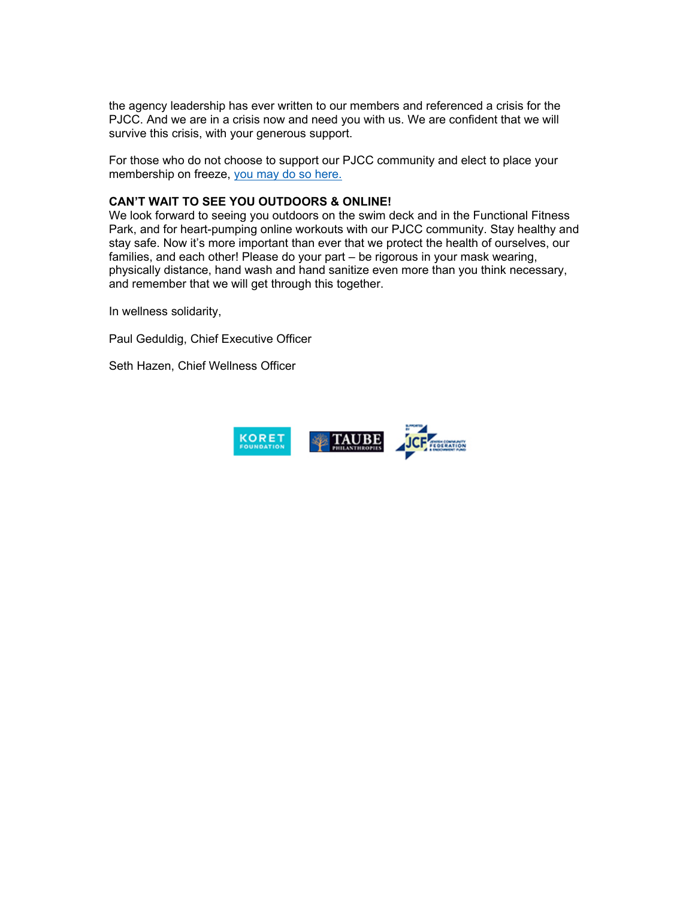the agency leadership has ever written to our members and referenced a crisis for the PJCC. And we are in a crisis now and need you with us. We are confident that we will survive this crisis, with your generous support.

For those who do not choose to support our PJCC community and elect to place your membership on freeze, [you may do so here.]

**CAN'T WAIT TO SEE YOU OUTDOORS & ONLINE!**

We look forward to seeing you outdoors on the swim deck and in the Functional Fitness Park, and for heart-pumping online workouts with our PJCC community. Stay healthy and stay safe. Now it's more important than ever that we protect the health of ourselves, our families, and each other! Please do your part – be rigorous in your mask wearing, physically distance, hand wash and hand sanitize even more than you think necessary, and remember that we will get through this together.

In wellness solidarity,

Paul Geduldig, Chief Executive Officer

Seth Hazen, Chief Wellness Officer

KORET FOUNDATION

TAUBE PHILANTHROPIES

SUPPORTED BY JCF JEWISH COMMUNITY FEDERATION & ENDOWMENT FUND